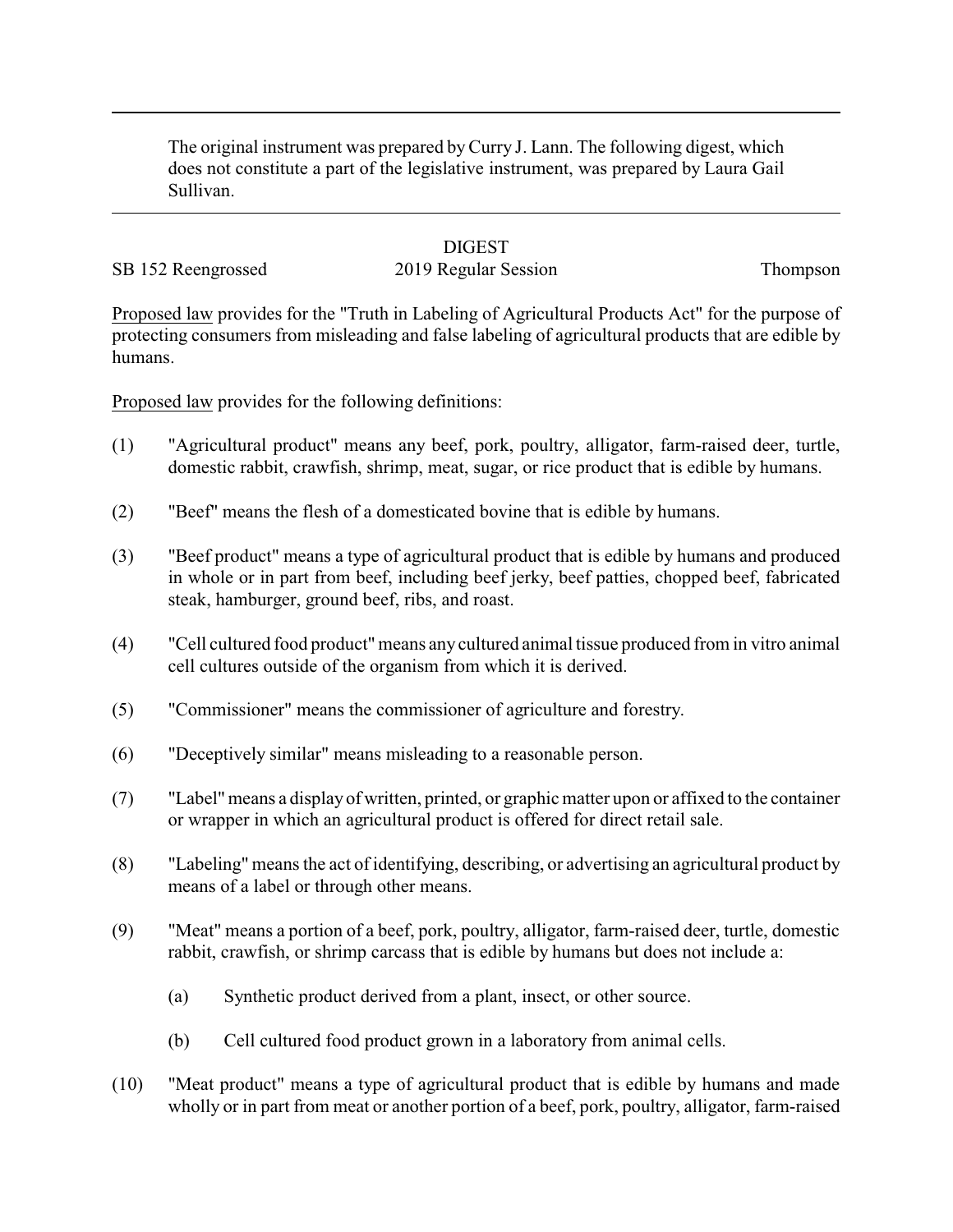The original instrument was prepared by Curry J. Lann. The following digest, which does not constitute a part of the legislative instrument, was prepared by Laura Gail Sullivan.

DIGEST

SB 152 Reengrossed 2019 Regular Session Thompson

Proposed law provides for the "Truth in Labeling of Agricultural Products Act" for the purpose of protecting consumers from misleading and false labeling of agricultural products that are edible by humans.

Proposed law provides for the following definitions:

(1) "Agricultural product" means any beef, pork, poultry, alligator, farm-raised deer, turtle, domestic rabbit, crawfish, shrimp, meat, sugar, or rice product that is edible by humans.

(2) "Beef" means the flesh of a domesticated bovine that is edible by humans.

(3) "Beef product" means a type of agricultural product that is edible by humans and produced in whole or in part from beef, including beef jerky, beef patties, chopped beef, fabricated steak, hamburger, ground beef, ribs, and roast.

(4) "Cell cultured food product" means any cultured animal tissue produced from in vitro animal cell cultures outside of the organism from which it is derived.

(5) "Commissioner" means the commissioner of agriculture and forestry.

(6) "Deceptively similar" means misleading to a reasonable person.

(7) "Label" means a display of written, printed, or graphic matter upon or affixed to the container or wrapper in which an agricultural product is offered for direct retail sale.

(8) "Labeling" means the act of identifying, describing, or advertising an agricultural product by means of a label or through other means.

(9) "Meat" means a portion of a beef, pork, poultry, alligator, farm-raised deer, turtle, domestic rabbit, crawfish, or shrimp carcass that is edible by humans but does not include a:

   (a) Synthetic product derived from a plant, insect, or other source.

   (b) Cell cultured food product grown in a laboratory from animal cells.

(10) "Meat product" means a type of agricultural product that is edible by humans and made wholly or in part from meat or another portion of a beef, pork, poultry, alligator, farm-raised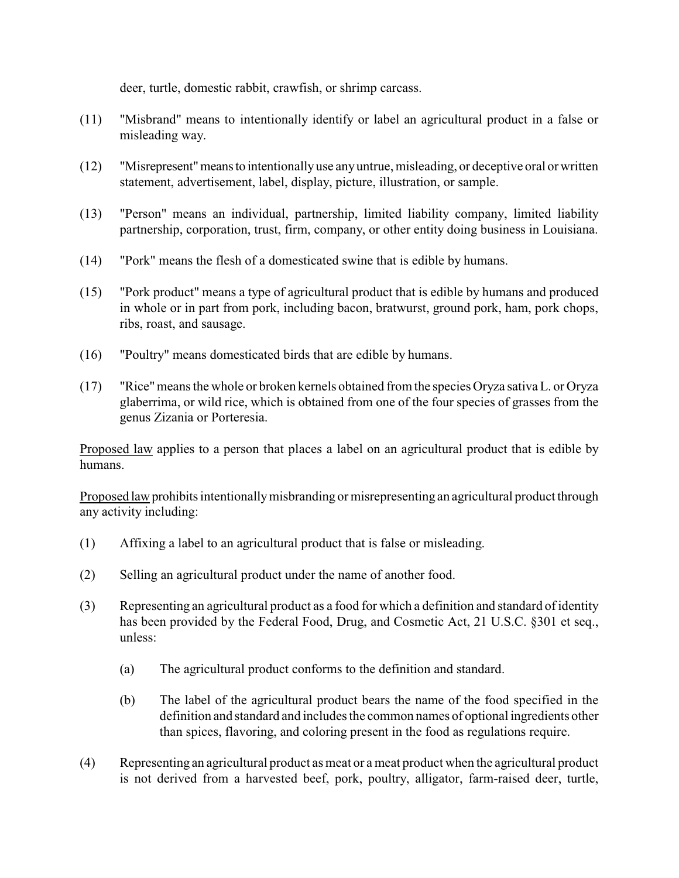deer, turtle, domestic rabbit, crawfish, or shrimp carcass.

(11) "Misbrand" means to intentionally identify or label an agricultural product in a false or misleading way.

(12) "Misrepresent" means to intentionally use any untrue, misleading, or deceptive oral or written statement, advertisement, label, display, picture, illustration, or sample.

(13) "Person" means an individual, partnership, limited liability company, limited liability partnership, corporation, trust, firm, company, or other entity doing business in Louisiana.

(14) "Pork" means the flesh of a domesticated swine that is edible by humans.

(15) "Pork product" means a type of agricultural product that is edible by humans and produced in whole or in part from pork, including bacon, bratwurst, ground pork, ham, pork chops, ribs, roast, and sausage.

(16) "Poultry" means domesticated birds that are edible by humans.

(17) "Rice" means the whole or broken kernels obtained from the species Oryza sativa L. or Oryza glaberrima, or wild rice, which is obtained from one of the four species of grasses from the genus Zizania or Porteresia.

<u>Proposed law</u> applies to a person that places a label on an agricultural product that is edible by humans.

<u>Proposed law</u> prohibits intentionally misbranding or misrepresenting an agricultural product through any activity including:

(1) Affixing a label to an agricultural product that is false or misleading.

(2) Selling an agricultural product under the name of another food.

(3) Representing an agricultural product as a food for which a definition and standard of identity has been provided by the Federal Food, Drug, and Cosmetic Act, 21 U.S.C. §301 et seq., unless:

  (a) The agricultural product conforms to the definition and standard.

  (b) The label of the agricultural product bears the name of the food specified in the definition and standard and includes the common names of optional ingredients other than spices, flavoring, and coloring present in the food as regulations require.

(4) Representing an agricultural product as meat or a meat product when the agricultural product is not derived from a harvested beef, pork, poultry, alligator, farm-raised deer, turtle,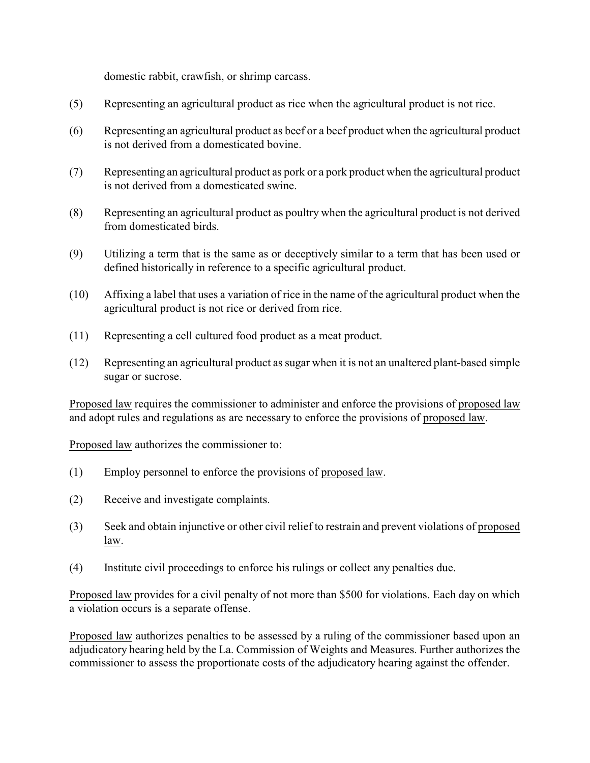domestic rabbit, crawfish, or shrimp carcass.

(5) Representing an agricultural product as rice when the agricultural product is not rice.

(6) Representing an agricultural product as beef or a beef product when the agricultural product is not derived from a domesticated bovine.

(7) Representing an agricultural product as pork or a pork product when the agricultural product is not derived from a domesticated swine.

(8) Representing an agricultural product as poultry when the agricultural product is not derived from domesticated birds.

(9) Utilizing a term that is the same as or deceptively similar to a term that has been used or defined historically in reference to a specific agricultural product.

(10) Affixing a label that uses a variation of rice in the name of the agricultural product when the agricultural product is not rice or derived from rice.

(11) Representing a cell cultured food product as a meat product.

(12) Representing an agricultural product as sugar when it is not an unaltered plant-based simple sugar or sucrose.

Proposed law requires the commissioner to administer and enforce the provisions of proposed law and adopt rules and regulations as are necessary to enforce the provisions of proposed law.

Proposed law authorizes the commissioner to:

(1) Employ personnel to enforce the provisions of proposed law.

(2) Receive and investigate complaints.

(3) Seek and obtain injunctive or other civil relief to restrain and prevent violations of proposed law.

(4) Institute civil proceedings to enforce his rulings or collect any penalties due.

Proposed law provides for a civil penalty of not more than $500 for violations. Each day on which a violation occurs is a separate offense.

Proposed law authorizes penalties to be assessed by a ruling of the commissioner based upon an adjudicatory hearing held by the La. Commission of Weights and Measures. Further authorizes the commissioner to assess the proportionate costs of the adjudicatory hearing against the offender.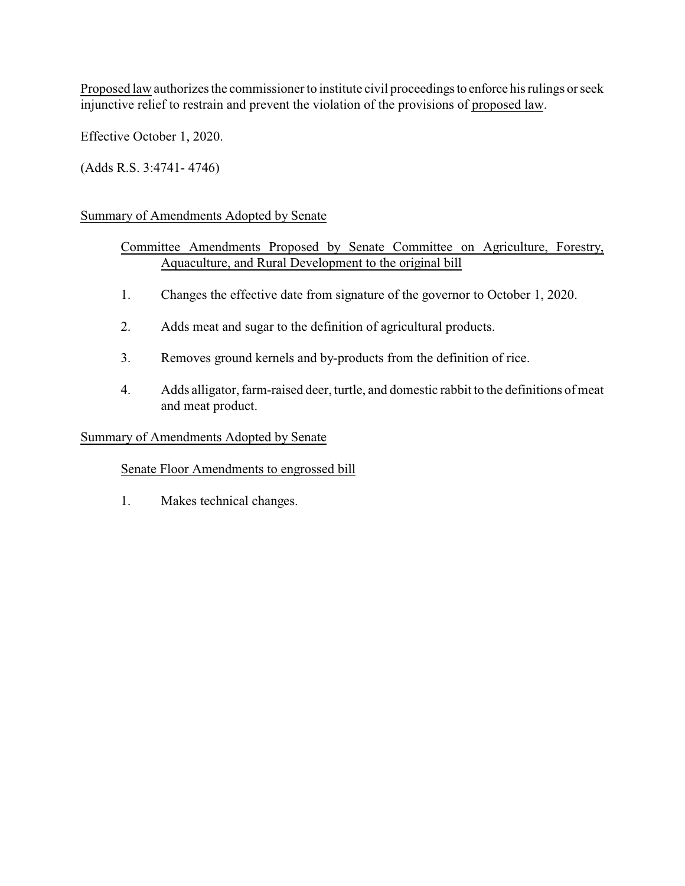Proposed law authorizes the commissioner to institute civil proceedings to enforce his rulings or seek injunctive relief to restrain and prevent the violation of the provisions of proposed law.

Effective October 1, 2020.

(Adds R.S. 3:4741- 4746)

Summary of Amendments Adopted by Senate

Committee Amendments Proposed by Senate Committee on Agriculture, Forestry, Aquaculture, and Rural Development to the original bill

1. Changes the effective date from signature of the governor to October 1, 2020.
2. Adds meat and sugar to the definition of agricultural products.
3. Removes ground kernels and by-products from the definition of rice.
4. Adds alligator, farm-raised deer, turtle, and domestic rabbit to the definitions of meat and meat product.

Summary of Amendments Adopted by Senate

Senate Floor Amendments to engrossed bill

1. Makes technical changes.